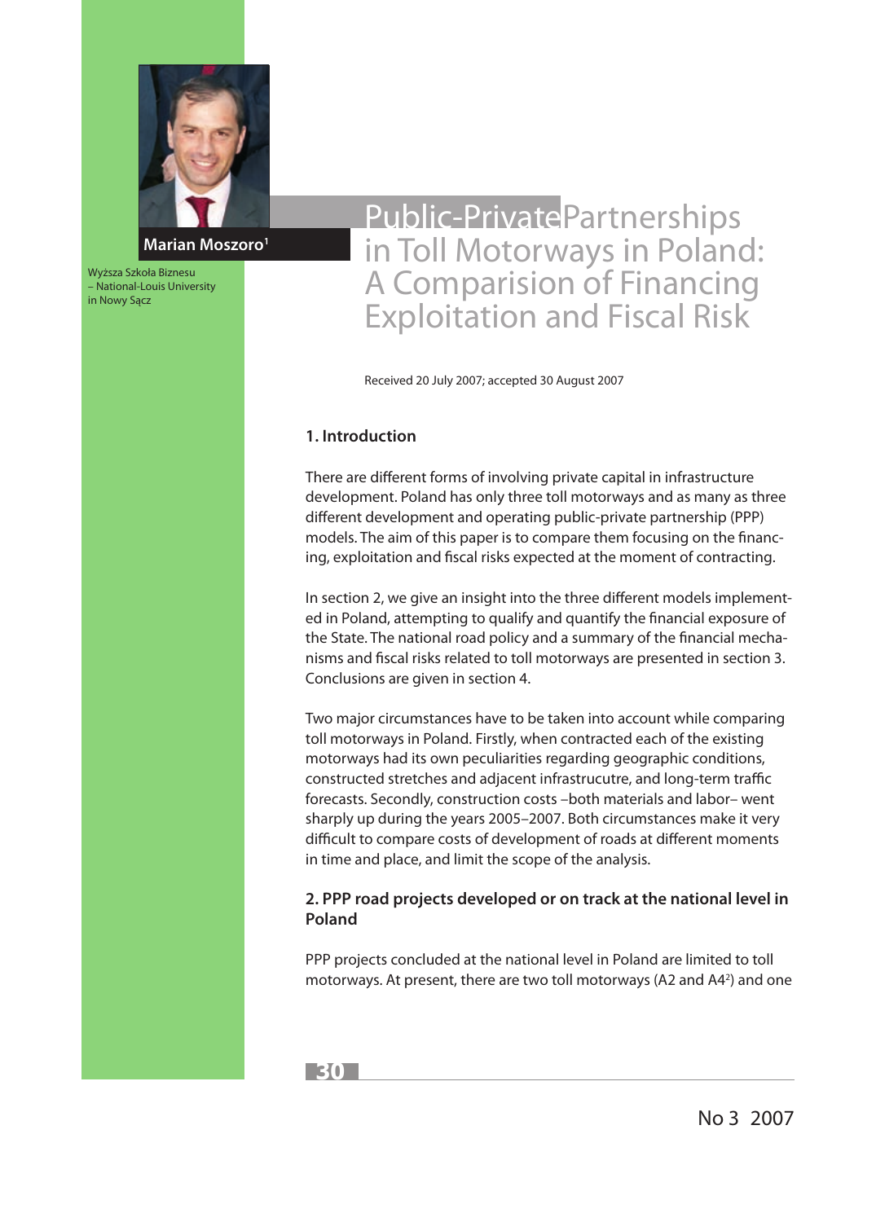# Public-Private Partnerships in Toll Motorways in Poland: A Comparision of Financing Exploitation and Fiscal Risk

**Marian Moszoro**[1]

Wyższa Szkoła Biznesu – National-Louis University in Nowy Sącz

Received 20 July 2007; accepted 30 August 2007

## 1. Introduction

There are different forms of involving private capital in infrastructure development. Poland has only three toll motorways and as many as three different development and operating public-private partnership (PPP) models. The aim of this paper is to compare them focusing on the financing, exploitation and fiscal risks expected at the moment of contracting.

In section 2, we give an insight into the three different models implemented in Poland, attempting to qualify and quantify the financial exposure of the State. The national road policy and a summary of the financial mechanisms and fiscal risks related to toll motorways are presented in section 3. Conclusions are given in section 4.

Two major circumstances have to be taken into account while comparing toll motorways in Poland. Firstly, when contracted each of the existing motorways had its own peculiarities regarding geographic conditions, constructed stretches and adjacent infrastrucutre, and long-term traffic forecasts. Secondly, construction costs –both materials and labor– went sharply up during the years 2005–2007. Both circumstances make it very difficult to compare costs of development of roads at different moments in time and place, and limit the scope of the analysis.

## 2. PPP road projects developed or on track at the national level in Poland

PPP projects concluded at the national level in Poland are limited to toll motorways. At present, there are two toll motorways (A2 and A4[2]) and one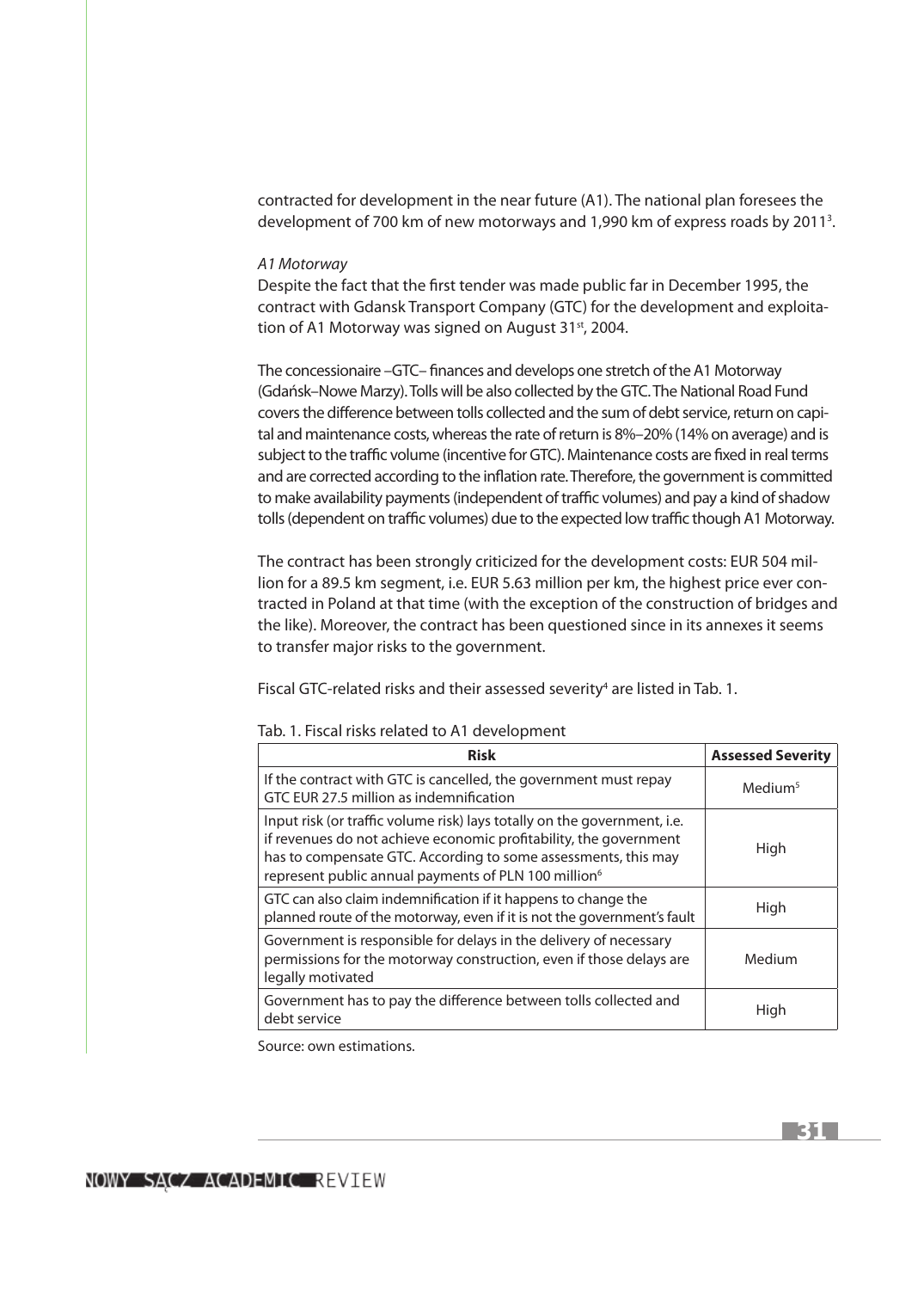contracted for development in the near future (A1). The national plan foresees the development of 700 km of new motorways and 1,990 km of express roads by 2011[3].

*A1 Motorway*

Despite the fact that the first tender was made public far in December 1995, the contract with Gdansk Transport Company (GTC) for the development and exploitation of A1 Motorway was signed on August 31st, 2004.

The concessionaire –GTC– finances and develops one stretch of the A1 Motorway (Gdańsk–Nowe Marzy). Tolls will be also collected by the GTC. The National Road Fund covers the difference between tolls collected and the sum of debt service, return on capital and maintenance costs, whereas the rate of return is 8%–20% (14% on average) and is subject to the traffic volume (incentive for GTC). Maintenance costs are fixed in real terms and are corrected according to the inflation rate. Therefore, the government is committed to make availability payments (independent of traffic volumes) and pay a kind of shadow tolls (dependent on traffic volumes) due to the expected low traffic though A1 Motorway.

The contract has been strongly criticized for the development costs: EUR 504 million for a 89.5 km segment, i.e. EUR 5.63 million per km, the highest price ever contracted in Poland at that time (with the exception of the construction of bridges and the like). Moreover, the contract has been questioned since in its annexes it seems to transfer major risks to the government.

Fiscal GTC-related risks and their assessed severity[4] are listed in Tab. 1.

Tab. 1. Fiscal risks related to A1 development

| Risk | Assessed Severity |
|---|---|
| If the contract with GTC is cancelled, the government must repay GTC EUR 27.5 million as indemnification | Medium[5] |
| Input risk (or traffic volume risk) lays totally on the government, i.e. if revenues do not achieve economic profitability, the government has to compensate GTC. According to some assessments, this may represent public annual payments of PLN 100 million[6] | High |
| GTC can also claim indemnification if it happens to change the planned route of the motorway, even if it is not the government's fault | High |
| Government is responsible for delays in the delivery of necessary permissions for the motorway construction, even if those delays are legally motivated | Medium |
| Government has to pay the difference between tolls collected and debt service | High |

Source: own estimations.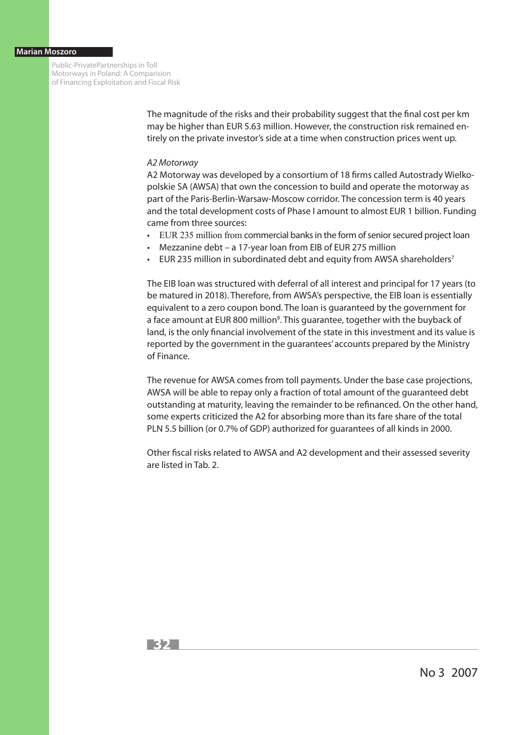The magnitude of the risks and their probability suggest that the final cost per km may be higher than EUR 5.63 million. However, the construction risk remained entirely on the private investor's side at a time when construction prices went up.

*A2 Motorway*

A2 Motorway was developed by a consortium of 18 firms called Autostrady Wielkopolskie SA (AWSA) that own the concession to build and operate the motorway as part of the Paris-Berlin-Warsaw-Moscow corridor. The concession term is 40 years and the total development costs of Phase I amount to almost EUR 1 billion. Funding came from three sources:

- EUR 235 million from commercial banks in the form of senior secured project loan
- Mezzanine debt – a 17-year loan from EIB of EUR 275 million
- EUR 235 million in subordinated debt and equity from AWSA shareholders[7]

The EIB loan was structured with deferral of all interest and principal for 17 years (to be matured in 2018). Therefore, from AWSA's perspective, the EIB loan is essentially equivalent to a zero coupon bond. The loan is guaranteed by the government for a face amount at EUR 800 million[8]. This guarantee, together with the buyback of land, is the only financial involvement of the state in this investment and its value is reported by the government in the guarantees' accounts prepared by the Ministry of Finance.

The revenue for AWSA comes from toll payments. Under the base case projections, AWSA will be able to repay only a fraction of total amount of the guaranteed debt outstanding at maturity, leaving the remainder to be refinanced. On the other hand, some experts criticized the A2 for absorbing more than its fare share of the total PLN 5.5 billion (or 0.7% of GDP) authorized for guarantees of all kinds in 2000.

Other fiscal risks related to AWSA and A2 development and their assessed severity are listed in Tab. 2.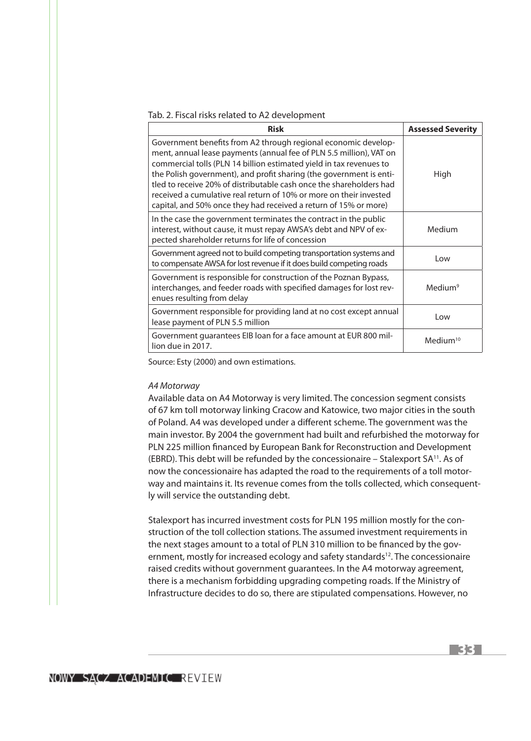Tab. 2. Fiscal risks related to A2 development

| Risk | Assessed Severity |
| --- | --- |
| Government benefits from A2 through regional economic development, annual lease payments (annual fee of PLN 5.5 million), VAT on commercial tolls (PLN 14 billion estimated yield in tax revenues to the Polish government), and profit sharing (the government is entitled to receive 20% of distributable cash once the shareholders had received a cumulative real return of 10% or more on their invested capital, and 50% once they had received a return of 15% or more) | High |
| In the case the government terminates the contract in the public interest, without cause, it must repay AWSA's debt and NPV of expected shareholder returns for life of concession | Medium |
| Government agreed not to build competing transportation systems and to compensate AWSA for lost revenue if it does build competing roads | Low |
| Government is responsible for construction of the Poznan Bypass, interchanges, and feeder roads with specified damages for lost revenues resulting from delay | Medium[9] |
| Government responsible for providing land at no cost except annual lease payment of PLN 5.5 million | Low |
| Government guarantees EIB loan for a face amount at EUR 800 million due in 2017. | Medium[10] |

Source: Esty (2000) and own estimations.

*A4 Motorway*

Available data on A4 Motorway is very limited. The concession segment consists of 67 km toll motorway linking Cracow and Katowice, two major cities in the south of Poland. A4 was developed under a different scheme. The government was the main investor. By 2004 the government had built and refurbished the motorway for PLN 225 million financed by European Bank for Reconstruction and Development (EBRD). This debt will be refunded by the concessionaire – Stalexport SA[11]. As of now the concessionaire has adapted the road to the requirements of a toll motorway and maintains it. Its revenue comes from the tolls collected, which consequently will service the outstanding debt.

Stalexport has incurred investment costs for PLN 195 million mostly for the construction of the toll collection stations. The assumed investment requirements in the next stages amount to a total of PLN 310 million to be financed by the government, mostly for increased ecology and safety standards[12]. The concessionaire raised credits without government guarantees. In the A4 motorway agreement, there is a mechanism forbidding upgrading competing roads. If the Ministry of Infrastructure decides to do so, there are stipulated compensations. However, no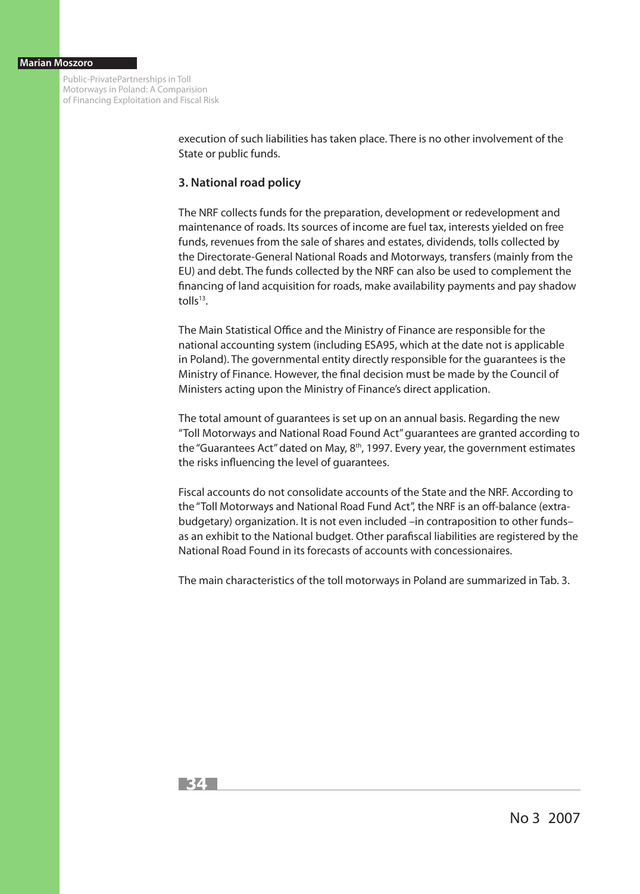execution of such liabilities has taken place. There is no other involvement of the State or public funds.

### 3. National road policy

The NRF collects funds for the preparation, development or redevelopment and maintenance of roads. Its sources of income are fuel tax, interests yielded on free funds, revenues from the sale of shares and estates, dividends, tolls collected by the Directorate-General National Roads and Motorways, transfers (mainly from the EU) and debt. The funds collected by the NRF can also be used to complement the financing of land acquisition for roads, make availability payments and pay shadow tolls[13].

The Main Statistical Office and the Ministry of Finance are responsible for the national accounting system (including ESA95, which at the date not is applicable in Poland). The governmental entity directly responsible for the guarantees is the Ministry of Finance. However, the final decision must be made by the Council of Ministers acting upon the Ministry of Finance's direct application.

The total amount of guarantees is set up on an annual basis. Regarding the new "Toll Motorways and National Road Found Act" guarantees are granted according to the "Guarantees Act" dated on May, 8th, 1997. Every year, the government estimates the risks influencing the level of guarantees.

Fiscal accounts do not consolidate accounts of the State and the NRF. According to the "Toll Motorways and National Road Fund Act", the NRF is an off-balance (extra-budgetary) organization. It is not even included –in contraposition to other funds– as an exhibit to the National budget. Other parafiscal liabilities are registered by the National Road Found in its forecasts of accounts with concessionaires.

The main characteristics of the toll motorways in Poland are summarized in Tab. 3.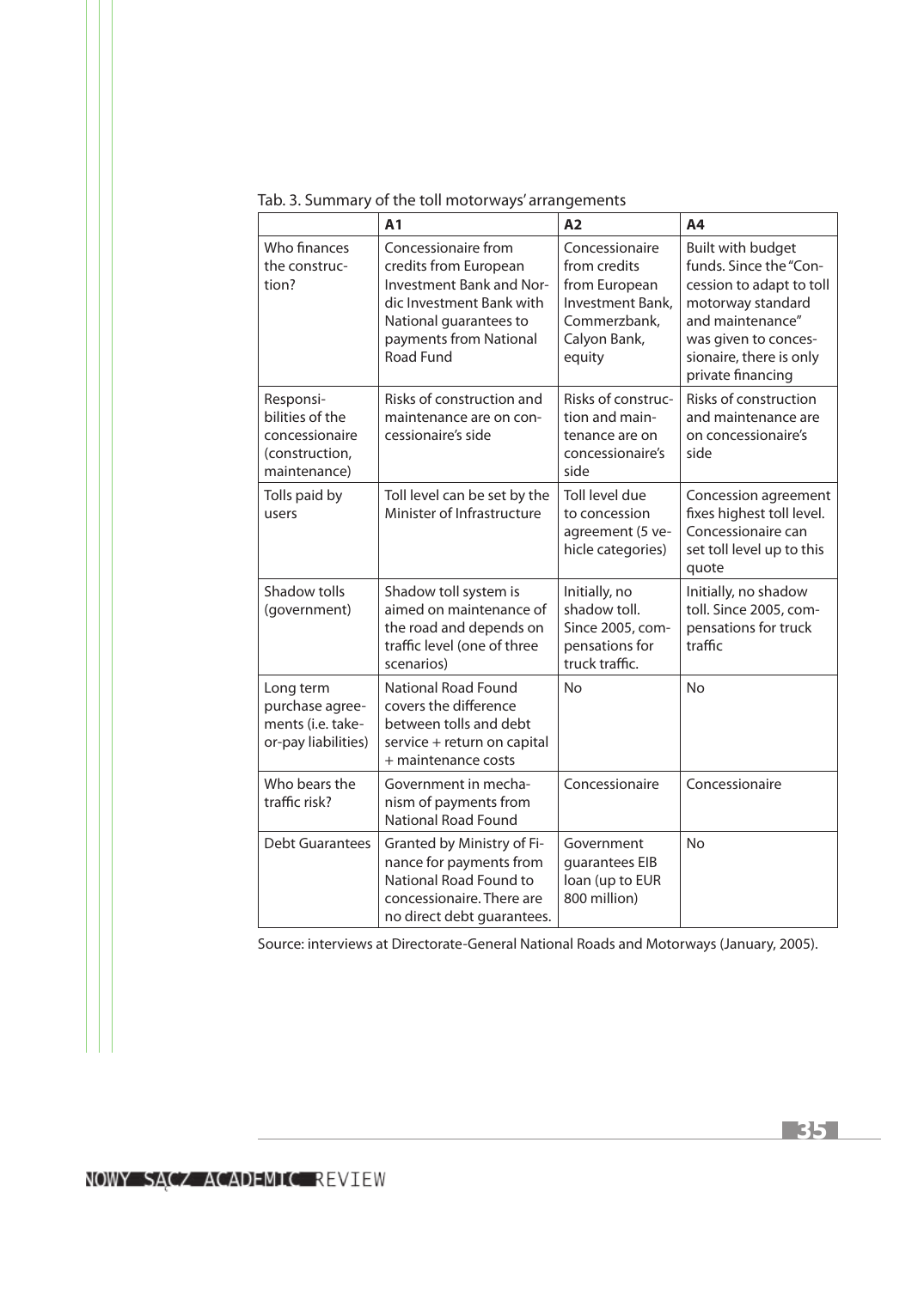Tab. 3. Summary of the toll motorways' arrangements

| | A1 | A2 | A4 |
|---|---|---|---|
| Who finances the construction? | Concessionaire from credits from European Investment Bank and Nordic Investment Bank with National guarantees to payments from National Road Fund | Concessionaire from credits from European Investment Bank, Commerzbank, Calyon Bank, equity | Built with budget funds. Since the "Concession to adapt to toll motorway standard and maintenance" was given to concessionaire, there is only private financing |
| Responsibilities of the concessionaire (construction, maintenance) | Risks of construction and maintenance are on concessionaire's side | Risks of construction and maintenance are on concessionaire's side | Risks of construction and maintenance are on concessionaire's side |
| Tolls paid by users | Toll level can be set by the Minister of Infrastructure | Toll level due to concession agreement (5 vehicle categories) | Concession agreement fixes highest toll level. Concessionaire can set toll level up to this quote |
| Shadow tolls (government) | Shadow toll system is aimed on maintenance of the road and depends on traffic level (one of three scenarios) | Initially, no shadow toll. Since 2005, compensations for truck traffic. | Initially, no shadow toll. Since 2005, compensations for truck traffic |
| Long term purchase agreements (i.e. take-or-pay liabilities) | National Road Found covers the difference between tolls and debt service + return on capital + maintenance costs | No | No |
| Who bears the traffic risk? | Government in mechanism of payments from National Road Found | Concessionaire | Concessionaire |
| Debt Guarantees | Granted by Ministry of Finance for payments from National Road Found to concessionaire. There are no direct debt guarantees. | Government guarantees EIB loan (up to EUR 800 million) | No |

Source: interviews at Directorate-General National Roads and Motorways (January, 2005).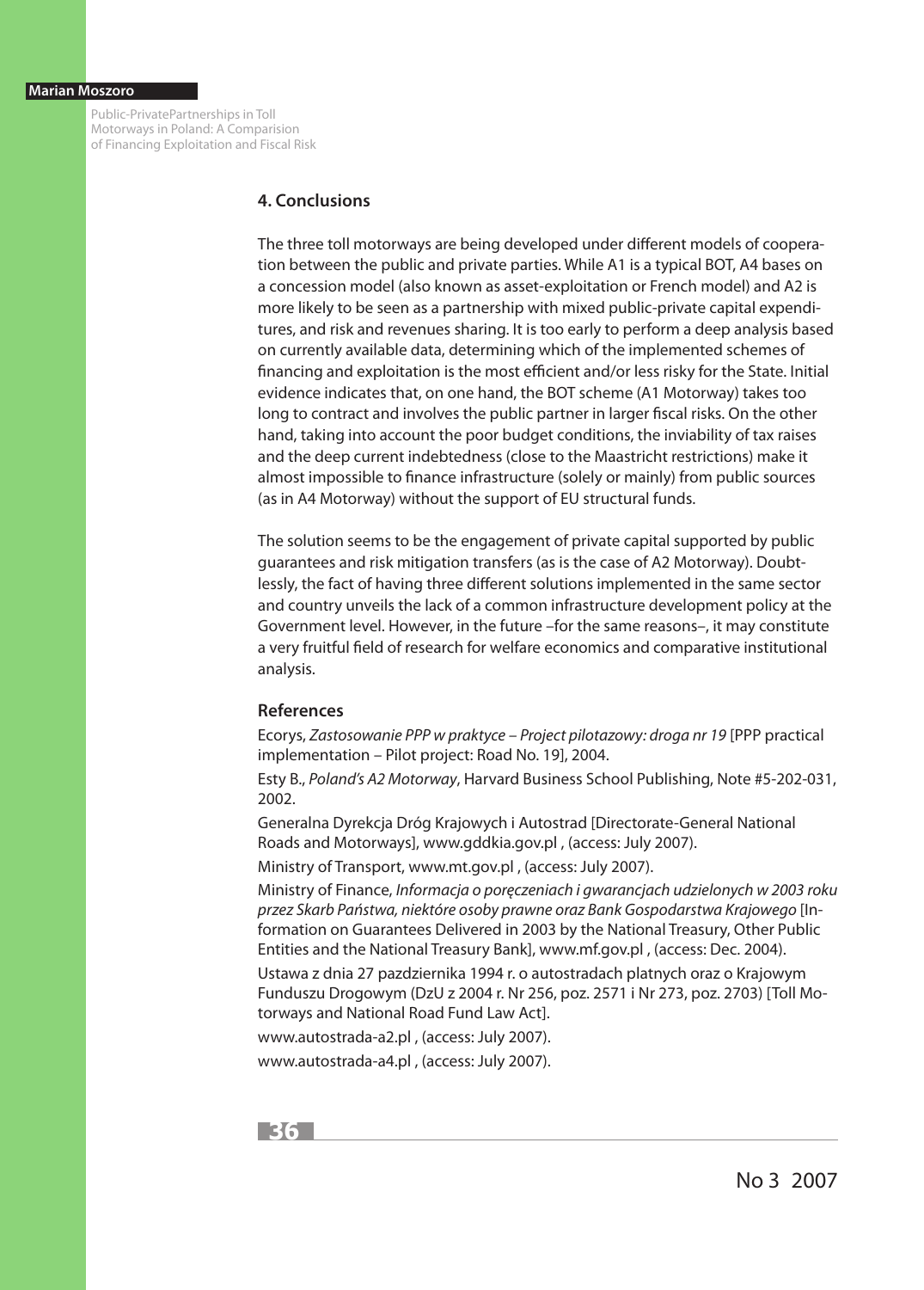## 4. Conclusions

The three toll motorways are being developed under different models of cooperation between the public and private parties. While A1 is a typical BOT, A4 bases on a concession model (also known as asset-exploitation or French model) and A2 is more likely to be seen as a partnership with mixed public-private capital expenditures, and risk and revenues sharing. It is too early to perform a deep analysis based on currently available data, determining which of the implemented schemes of financing and exploitation is the most efficient and/or less risky for the State. Initial evidence indicates that, on one hand, the BOT scheme (A1 Motorway) takes too long to contract and involves the public partner in larger fiscal risks. On the other hand, taking into account the poor budget conditions, the inviability of tax raises and the deep current indebtedness (close to the Maastricht restrictions) make it almost impossible to finance infrastructure (solely or mainly) from public sources (as in A4 Motorway) without the support of EU structural funds.

The solution seems to be the engagement of private capital supported by public guarantees and risk mitigation transfers (as is the case of A2 Motorway). Doubtlessly, the fact of having three different solutions implemented in the same sector and country unveils the lack of a common infrastructure development policy at the Government level. However, in the future –for the same reasons–, it may constitute a very fruitful field of research for welfare economics and comparative institutional analysis.

### References

Ecorys, *Zastosowanie PPP w praktyce – Project pilotazowy: droga nr 19* [PPP practical implementation – Pilot project: Road No. 19], 2004.

Esty B., *Poland's A2 Motorway*, Harvard Business School Publishing, Note #5-202-031, 2002.

Generalna Dyrekcja Dróg Krajowych i Autostrad [Directorate-General National Roads and Motorways], www.gddkia.gov.pl , (access: July 2007).

Ministry of Transport, www.mt.gov.pl , (access: July 2007).

Ministry of Finance, *Informacja o poręczeniach i gwarancjach udzielonych w 2003 roku przez Skarb Państwa, niektóre osoby prawne oraz Bank Gospodarstwa Krajowego* [Information on Guarantees Delivered in 2003 by the National Treasury, Other Public Entities and the National Treasury Bank], www.mf.gov.pl , (access: Dec. 2004).

Ustawa z dnia 27 pazdziernika 1994 r. o autostradach platnych oraz o Krajowym Funduszu Drogowym (DzU z 2004 r. Nr 256, poz. 2571 i Nr 273, poz. 2703) [Toll Motorways and National Road Fund Law Act].

www.autostrada-a2.pl , (access: July 2007).

www.autostrada-a4.pl , (access: July 2007).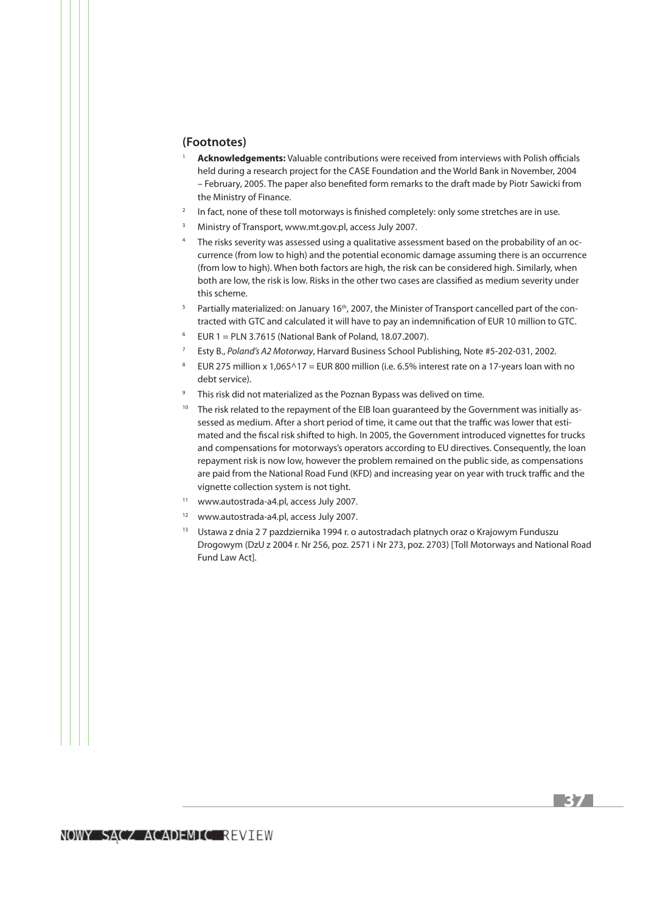## (Footnotes)

1. **Acknowledgements:** Valuable contributions were received from interviews with Polish officials held during a research project for the CASE Foundation and the World Bank in November, 2004 – February, 2005. The paper also benefited form remarks to the draft made by Piotr Sawicki from the Ministry of Finance.
2. In fact, none of these toll motorways is finished completely: only some stretches are in use.
3. Ministry of Transport, www.mt.gov.pl, access July 2007.
4. The risks severity was assessed using a qualitative assessment based on the probability of an occurrence (from low to high) and the potential economic damage assuming there is an occurrence (from low to high). When both factors are high, the risk can be considered high. Similarly, when both are low, the risk is low. Risks in the other two cases are classified as medium severity under this scheme.
5. Partially materialized: on January 16th, 2007, the Minister of Transport cancelled part of the contracted with GTC and calculated it will have to pay an indemnification of EUR 10 million to GTC.
6. EUR 1 = PLN 3.7615 (National Bank of Poland, 18.07.2007).
7. Esty B., *Poland's A2 Motorway*, Harvard Business School Publishing, Note #5-202-031, 2002.
8. EUR 275 million x 1,065^17 = EUR 800 million (i.e. 6.5% interest rate on a 17-years loan with no debt service).
9. This risk did not materialized as the Poznan Bypass was delived on time.
10. The risk related to the repayment of the EIB loan guaranteed by the Government was initially assessed as medium. After a short period of time, it came out that the traffic was lower that estimated and the fiscal risk shifted to high. In 2005, the Government introduced vignettes for trucks and compensations for motorways's operators according to EU directives. Consequently, the loan repayment risk is now low, however the problem remained on the public side, as compensations are paid from the National Road Fund (KFD) and increasing year on year with truck traffic and the vignette collection system is not tight.
11. www.autostrada-a4.pl, access July 2007.
12. www.autostrada-a4.pl, access July 2007.
13. Ustawa z dnia 2 7 pazdziernika 1994 r. o autostradach platnych oraz o Krajowym Funduszu Drogowym (DzU z 2004 r. Nr 256, poz. 2571 i Nr 273, poz. 2703) [Toll Motorways and National Road Fund Law Act].